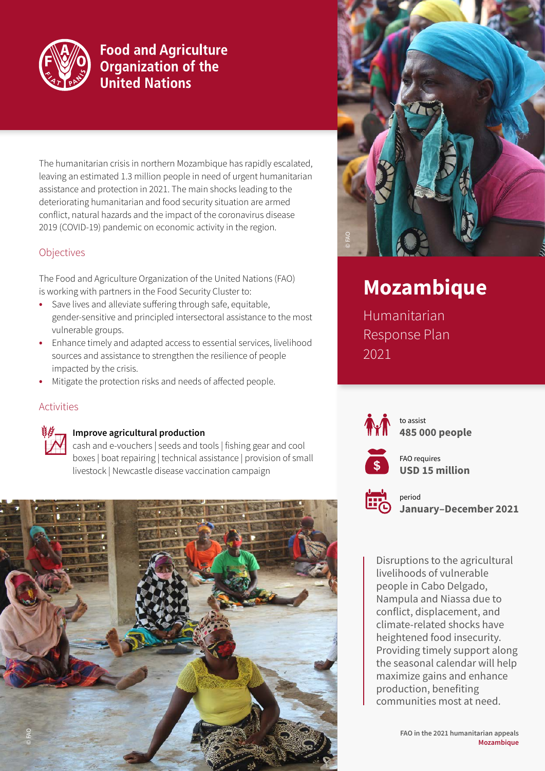Food and Agriculture Organization of the United Nations

# Mozambique

## Humanitarian Response Plan 2021

The humanitarian crisis in northern Mozambique has rapidly escalated, leaving an estimated 1.3 million people in need of urgent humanitarian assistance and protection in 2021. The main shocks leading to the deteriorating humanitarian and food security situation are armed conflict, natural hazards and the impact of the coronavirus disease 2019 (COVID-19) pandemic on economic activity in the region.

### Objectives

The Food and Agriculture Organization of the United Nations (FAO) is working with partners in the Food Security Cluster to:

- Save lives and alleviate suffering through safe, equitable, gender-sensitive and principled intersectoral assistance to the most vulnerable groups.
- Enhance timely and adapted access to essential services, livelihood sources and assistance to strengthen the resilience of people impacted by the crisis.
- Mitigate the protection risks and needs of affected people.

### Activities

**Improve agricultural production**

cash and e-vouchers | seeds and tools | fishing gear and cool boxes | boat repairing | technical assistance | provision of small livestock | Newcastle disease vaccination campaign

to assist
**485 000 people**

FAO requires
**USD 15 million**

period
**January–December 2021**

Disruptions to the agricultural livelihoods of vulnerable people in Cabo Delgado, Nampula and Niassa due to conflict, displacement, and climate-related shocks have heightened food insecurity. Providing timely support along the seasonal calendar will help maximize gains and enhance production, benefiting communities most at need.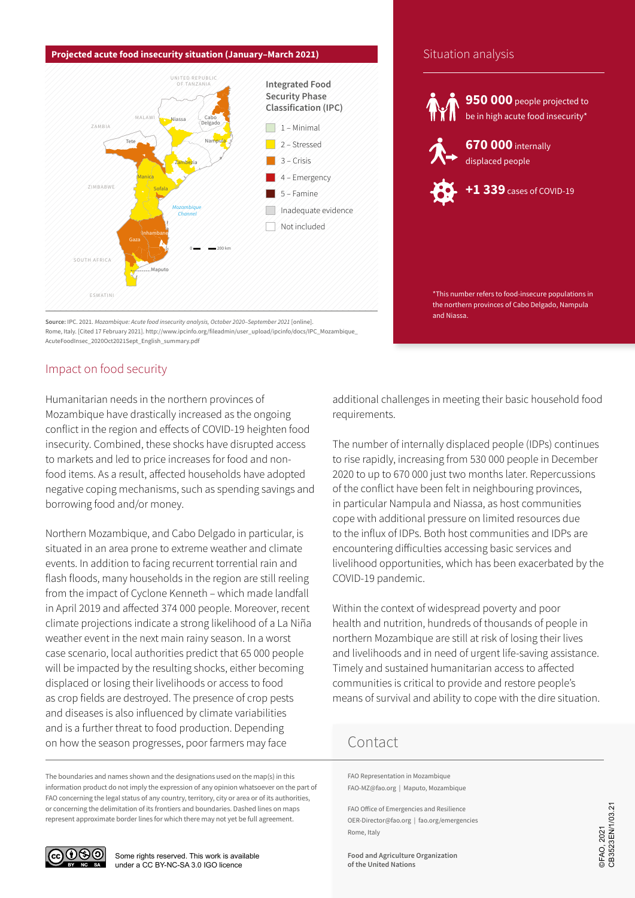**Projected acute food insecurity situation (January–March 2021)**

UNITED REPUBLIC OF TANZANIA

MALAWI

ZAMBIA

ZIMBABWE

SOUTH AFRICA

ESWATINI

Niassa

Cabo Delgado

Nampula

Tete

Zambezia

Manica

Sofala

*Mozambique Channel*

Inhambane

Gaza

Maputo

0 — 200 km

Integrated Food Security Phase Classification (IPC)

1 – Minimal

2 – Stressed

3 – Crisis

4 – Emergency

5 – Famine

Inadequate evidence

Not included

**Source:** IPC. 2021. *Mozambique: Acute food insecurity analysis, October 2020–September 2021* [online]. Rome, Italy. [Cited 17 February 2021]. http://www.ipcinfo.org/fileadmin/user_upload/ipcinfo/docs/IPC_Mozambique_AcuteFoodInsec_2020Oct2021Sept_English_summary.pdf

## Situation analysis

**950 000** people projected to be in high acute food insecurity*

**670 000** internally displaced people

**+1 339** cases of COVID-19

*This number refers to food-insecure populations in the northern provinces of Cabo Delgado, Nampula and Niassa.

## Impact on food security

Humanitarian needs in the northern provinces of Mozambique have drastically increased as the ongoing conflict in the region and effects of COVID-19 heighten food insecurity. Combined, these shocks have disrupted access to markets and led to price increases for food and non-food items. As a result, affected households have adopted negative coping mechanisms, such as spending savings and borrowing food and/or money.

Northern Mozambique, and Cabo Delgado in particular, is situated in an area prone to extreme weather and climate events. In addition to facing recurrent torrential rain and flash floods, many households in the region are still reeling from the impact of Cyclone Kenneth – which made landfall in April 2019 and affected 374 000 people. Moreover, recent climate projections indicate a strong likelihood of a La Niña weather event in the next main rainy season. In a worst case scenario, local authorities predict that 65 000 people will be impacted by the resulting shocks, either becoming displaced or losing their livelihoods or access to food as crop fields are destroyed. The presence of crop pests and diseases is also influenced by climate variabilities and is a further threat to food production. Depending on how the season progresses, poor farmers may face additional challenges in meeting their basic household food requirements.

The number of internally displaced people (IDPs) continues to rise rapidly, increasing from 530 000 people in December 2020 to up to 670 000 just two months later. Repercussions of the conflict have been felt in neighbouring provinces, in particular Nampula and Niassa, as host communities cope with additional pressure on limited resources due to the influx of IDPs. Both host communities and IDPs are encountering difficulties accessing basic services and livelihood opportunities, which has been exacerbated by the COVID-19 pandemic.

Within the context of widespread poverty and poor health and nutrition, hundreds of thousands of people in northern Mozambique are still at risk of losing their lives and livelihoods and in need of urgent life-saving assistance. Timely and sustained humanitarian access to affected communities is critical to provide and restore people's means of survival and ability to cope with the dire situation.

The boundaries and names shown and the designations used on the map(s) in this information product do not imply the expression of any opinion whatsoever on the part of FAO concerning the legal status of any country, territory, city or area or of its authorities, or concerning the delimitation of its frontiers and boundaries. Dashed lines on maps represent approximate border lines for which there may not yet be full agreement.

Some rights reserved. This work is available under a CC BY-NC-SA 3.0 IGO licence

## Contact

FAO Representation in Mozambique
FAO-MZ@fao.org | Maputo, Mozambique

FAO Office of Emergencies and Resilience
OER-Director@fao.org | fao.org/emergencies
Rome, Italy

**Food and Agriculture Organization of the United Nations**

©FAO, 2021
CB3523EN/1/03.21